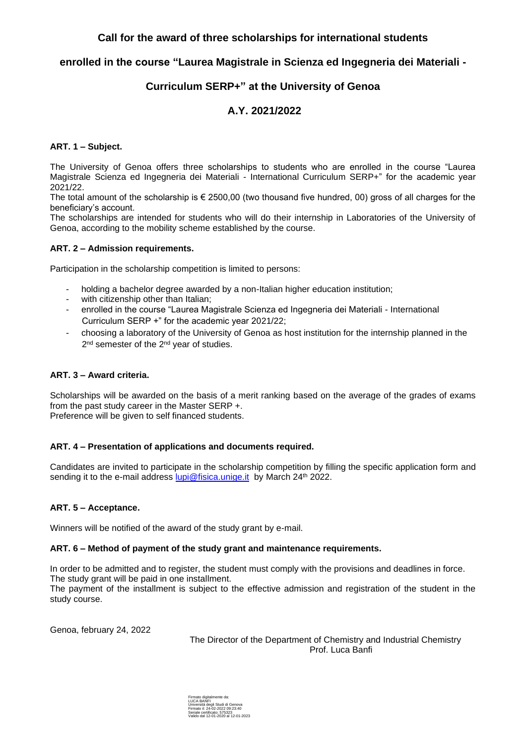# Call for the award of three scholarships for international students enrolled in the course "Laurea Magistrale in Scienza ed Ingegneria dei Materiali - Curriculum SERP+" at the University of Genoa

## A.Y. 2021/2022

**ART. 1 – Subject.**

The University of Genoa offers three scholarships to students who are enrolled in the course "Laurea Magistrale Scienza ed Ingegneria dei Materiali - International Curriculum SERP+" for the academic year 2021/22.

The total amount of the scholarship is € 2500,00 (two thousand five hundred, 00) gross of all charges for the beneficiary's account.

The scholarships are intended for students who will do their internship in Laboratories of the University of Genoa, according to the mobility scheme established by the course.

**ART. 2 – Admission requirements.**

Participation in the scholarship competition is limited to persons:

- holding a bachelor degree awarded by a non-Italian higher education institution;
- with citizenship other than Italian;
- enrolled in the course "Laurea Magistrale Scienza ed Ingegneria dei Materiali - International Curriculum SERP +" for the academic year 2021/22;
- choosing a laboratory of the University of Genoa as host institution for the internship planned in the 2nd semester of the 2nd year of studies.

**ART. 3 – Award criteria.**

Scholarships will be awarded on the basis of a merit ranking based on the average of the grades of exams from the past study career in the Master SERP +.

Preference will be given to self financed students.

**ART. 4 – Presentation of applications and documents required.**

Candidates are invited to participate in the scholarship competition by filling the specific application form and sending it to the e-mail address lupi@fisica.unige.it by March 24th 2022.

**ART. 5 – Acceptance.**

Winners will be notified of the award of the study grant by e-mail.

**ART. 6 – Method of payment of the study grant and maintenance requirements.**

In order to be admitted and to register, the student must comply with the provisions and deadlines in force.

The study grant will be paid in one installment.

The payment of the installment is subject to the effective admission and registration of the student in the study course.

Genoa, february 24, 2022

The Director of the Department of Chemistry and Industrial Chemistry
Prof. Luca Banfi

Firmato digitalmente da:
LUCA BANFI
Università degli Studi di Genova
Firmato il: 24-02-2022 09:23:40
Seriale certificato: 575323
Valido dal 12-01-2020 al 12-01-2023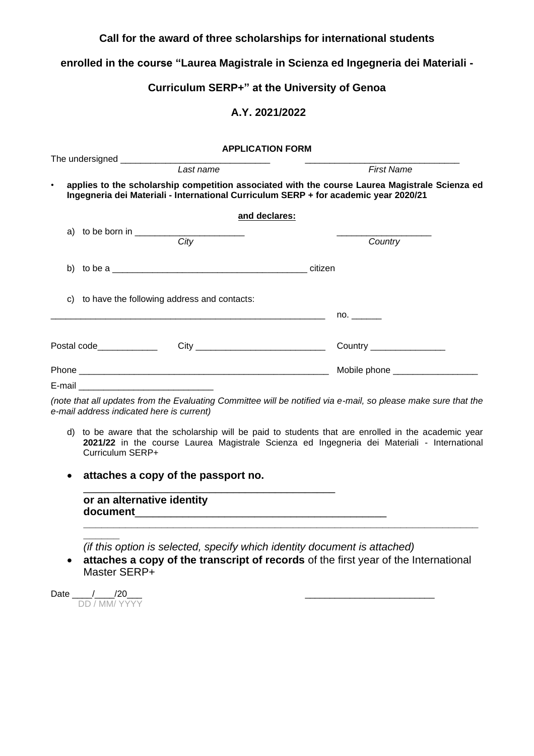**Call for the award of three scholarships for international students**

**enrolled in the course "Laurea Magistrale in Scienza ed Ingegneria dei Materiali -**

**Curriculum SERP+" at the University of Genoa**

**A.Y. 2021/2022**

**APPLICATION FORM**

The undersigned ______________________________ ______________________________

*Last name* *First Name*

- **applies to the scholarship competition associated with the course Laurea Magistrale Scienza ed Ingegneria dei Materiali - International Curriculum SERP + for academic year 2020/21**

**and declares:**

a) to be born in ______________________ ___________________

*City* *Country*

b) to be a _______________________________________ citizen

c) to have the following address and contacts:

_________________________________________________________ no. ______

Postal code____________ City ___________________________ Country _______________

Phone _____________________________________________________ Mobile phone _________________

E-mail ___________________________

*(note that all updates from the Evaluating Committee will be notified via e-mail, so please make sure that the e-mail address indicated here is current)*

d) to be aware that the scholarship will be paid to students that are enrolled in the academic year **2021/22** in the course Laurea Magistrale Scienza ed Ingegneria dei Materiali - International Curriculum SERP+

- **attaches a copy of the passport no. ___________________________________________ or an alternative identity document____________________________________________ ______________________________________________________________________________**

  *(if this option is selected, specify which identity document is attached)*
- **attaches a copy of the transcript of records** of the first year of the International Master SERP+

Date ____/____/20___ _________________________

DD / MM/ YYYY